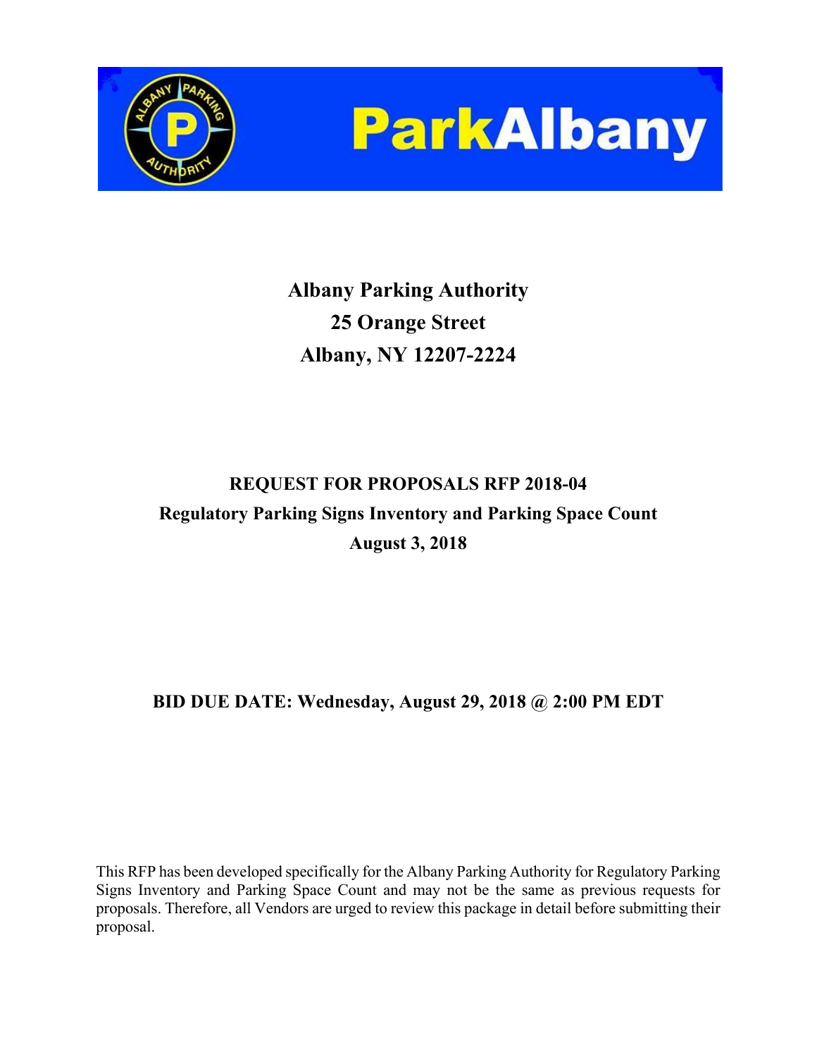ParkAlbany

**Albany Parking Authority**
**25 Orange Street**
**Albany, NY 12207-2224**

# REQUEST FOR PROPOSALS RFP 2018-04

## Regulatory Parking Signs Inventory and Parking Space Count

**August 3, 2018**

**BID DUE DATE: Wednesday, August 29, 2018 @ 2:00 PM EDT**

This RFP has been developed specifically for the Albany Parking Authority for Regulatory Parking Signs Inventory and Parking Space Count and may not be the same as previous requests for proposals. Therefore, all Vendors are urged to review this package in detail before submitting their proposal.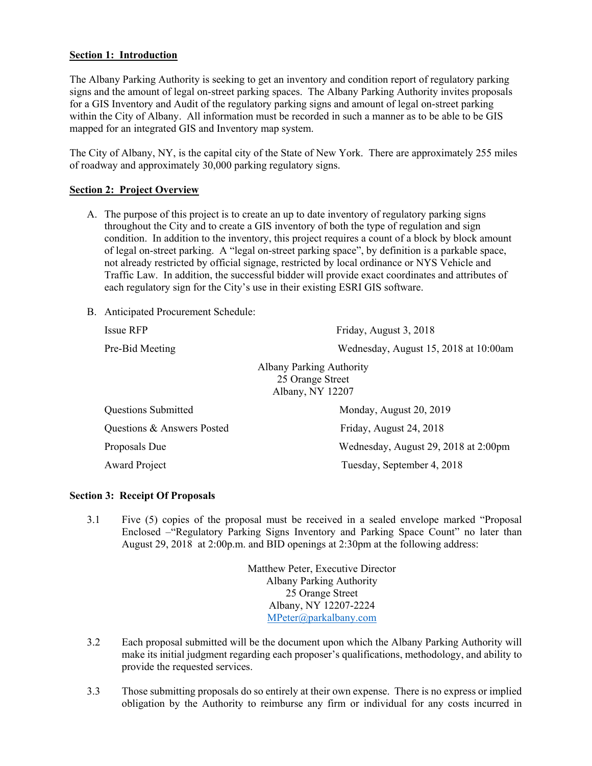**Section 1: Introduction**

The Albany Parking Authority is seeking to get an inventory and condition report of regulatory parking signs and the amount of legal on-street parking spaces. The Albany Parking Authority invites proposals for a GIS Inventory and Audit of the regulatory parking signs and amount of legal on-street parking within the City of Albany. All information must be recorded in such a manner as to be able to be GIS mapped for an integrated GIS and Inventory map system.

The City of Albany, NY, is the capital city of the State of New York. There are approximately 255 miles of roadway and approximately 30,000 parking regulatory signs.

**Section 2: Project Overview**

A. The purpose of this project is to create an up to date inventory of regulatory parking signs throughout the City and to create a GIS inventory of both the type of regulation and sign condition. In addition to the inventory, this project requires a count of a block by block amount of legal on-street parking. A "legal on-street parking space", by definition is a parkable space, not already restricted by official signage, restricted by local ordinance or NYS Vehicle and Traffic Law. In addition, the successful bidder will provide exact coordinates and attributes of each regulatory sign for the City's use in their existing ESRI GIS software.

B. Anticipated Procurement Schedule:

| | |
|---|---|
| Issue RFP | Friday, August 3, 2018 |
| Pre-Bid Meeting | Wednesday, August 15, 2018 at 10:00am |

Albany Parking Authority
25 Orange Street
Albany, NY 12207

| | |
|---|---|
| Questions Submitted | Monday, August 20, 2019 |
| Questions & Answers Posted | Friday, August 24, 2018 |
| Proposals Due | Wednesday, August 29, 2018 at 2:00pm |
| Award Project | Tuesday, September 4, 2018 |

**Section 3: Receipt Of Proposals**

3.1 Five (5) copies of the proposal must be received in a sealed envelope marked "Proposal Enclosed –"Regulatory Parking Signs Inventory and Parking Space Count" no later than August 29, 2018 at 2:00p.m. and BID openings at 2:30pm at the following address:

Matthew Peter, Executive Director
Albany Parking Authority
25 Orange Street
Albany, NY 12207-2224
MPeter@parkalbany.com

3.2 Each proposal submitted will be the document upon which the Albany Parking Authority will make its initial judgment regarding each proposer's qualifications, methodology, and ability to provide the requested services.

3.3 Those submitting proposals do so entirely at their own expense. There is no express or implied obligation by the Authority to reimburse any firm or individual for any costs incurred in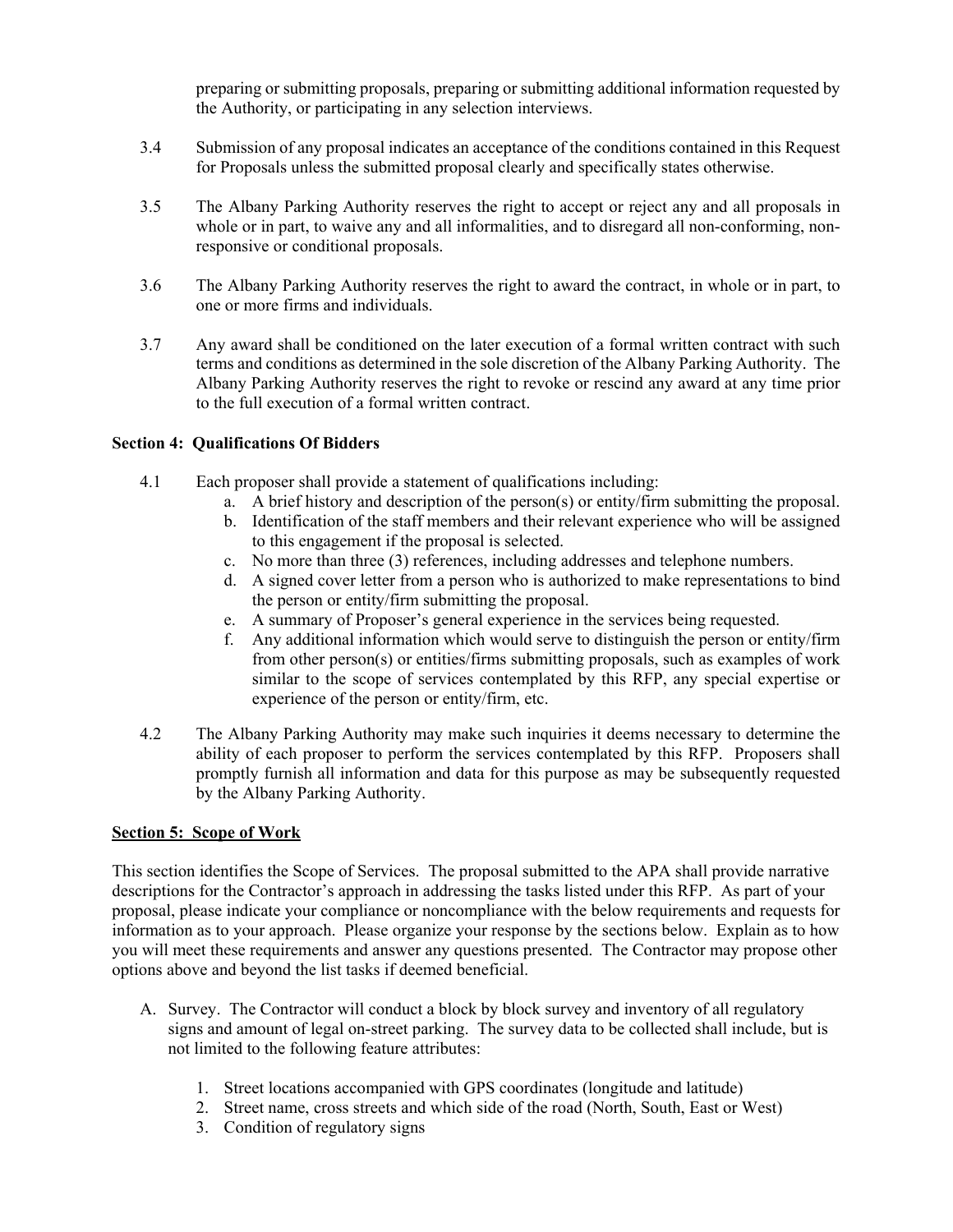preparing or submitting proposals, preparing or submitting additional information requested by the Authority, or participating in any selection interviews.

3.4 Submission of any proposal indicates an acceptance of the conditions contained in this Request for Proposals unless the submitted proposal clearly and specifically states otherwise.

3.5 The Albany Parking Authority reserves the right to accept or reject any and all proposals in whole or in part, to waive any and all informalities, and to disregard all non-conforming, non-responsive or conditional proposals.

3.6 The Albany Parking Authority reserves the right to award the contract, in whole or in part, to one or more firms and individuals.

3.7 Any award shall be conditioned on the later execution of a formal written contract with such terms and conditions as determined in the sole discretion of the Albany Parking Authority. The Albany Parking Authority reserves the right to revoke or rescind any award at any time prior to the full execution of a formal written contract.

**Section 4: Qualifications Of Bidders**

4.1 Each proposer shall provide a statement of qualifications including:

a. A brief history and description of the person(s) or entity/firm submitting the proposal.
b. Identification of the staff members and their relevant experience who will be assigned to this engagement if the proposal is selected.
c. No more than three (3) references, including addresses and telephone numbers.
d. A signed cover letter from a person who is authorized to make representations to bind the person or entity/firm submitting the proposal.
e. A summary of Proposer's general experience in the services being requested.
f. Any additional information which would serve to distinguish the person or entity/firm from other person(s) or entities/firms submitting proposals, such as examples of work similar to the scope of services contemplated by this RFP, any special expertise or experience of the person or entity/firm, etc.

4.2 The Albany Parking Authority may make such inquiries it deems necessary to determine the ability of each proposer to perform the services contemplated by this RFP. Proposers shall promptly furnish all information and data for this purpose as may be subsequently requested by the Albany Parking Authority.

**<u>Section 5: Scope of Work</u>**

This section identifies the Scope of Services. The proposal submitted to the APA shall provide narrative descriptions for the Contractor's approach in addressing the tasks listed under this RFP. As part of your proposal, please indicate your compliance or noncompliance with the below requirements and requests for information as to your approach. Please organize your response by the sections below. Explain as to how you will meet these requirements and answer any questions presented. The Contractor may propose other options above and beyond the list tasks if deemed beneficial.

A. Survey. The Contractor will conduct a block by block survey and inventory of all regulatory signs and amount of legal on-street parking. The survey data to be collected shall include, but is not limited to the following feature attributes:

1. Street locations accompanied with GPS coordinates (longitude and latitude)
2. Street name, cross streets and which side of the road (North, South, East or West)
3. Condition of regulatory signs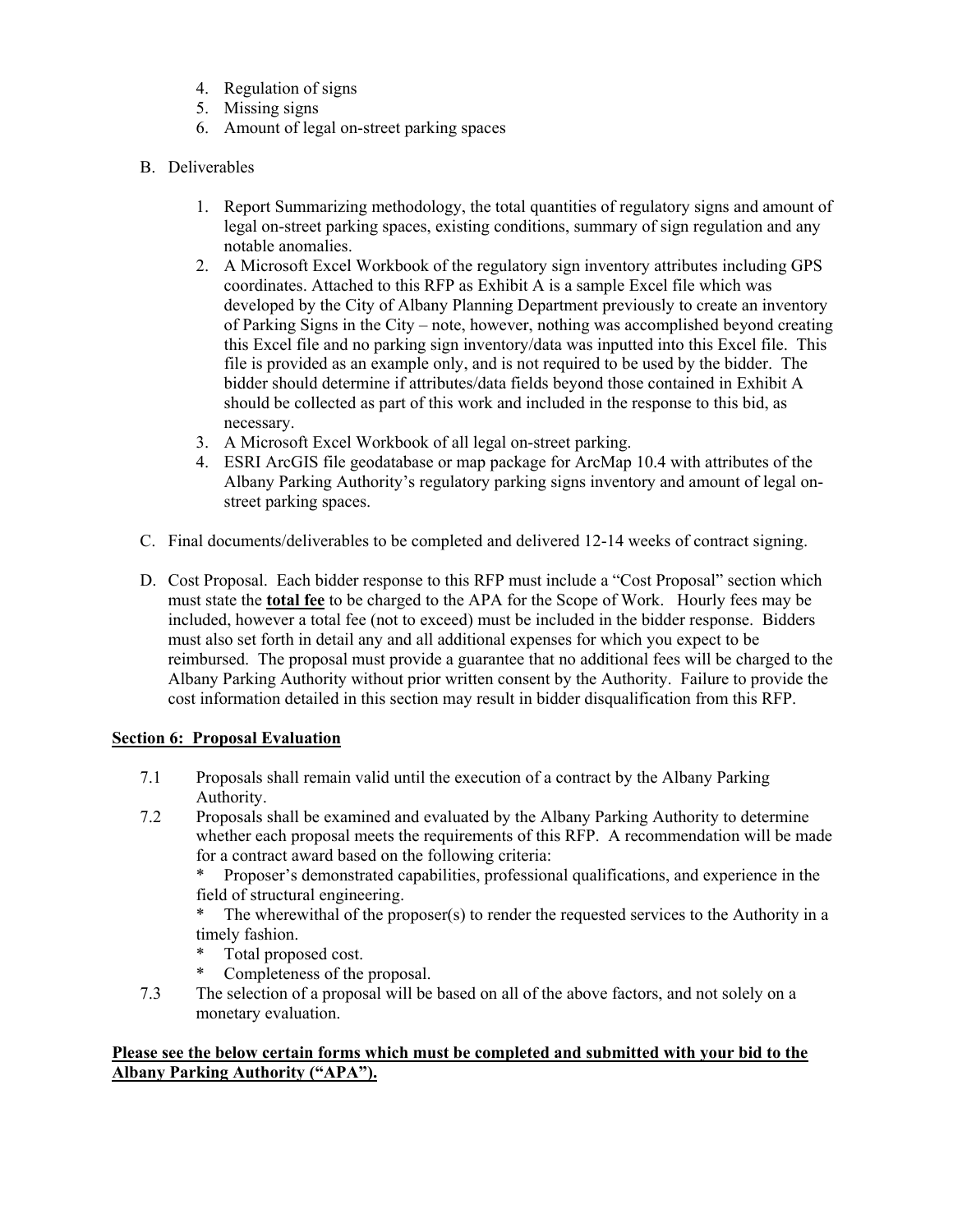4. Regulation of signs
5. Missing signs
6. Amount of legal on-street parking spaces

B. Deliverables

1. Report Summarizing methodology, the total quantities of regulatory signs and amount of legal on-street parking spaces, existing conditions, summary of sign regulation and any notable anomalies.
2. A Microsoft Excel Workbook of the regulatory sign inventory attributes including GPS coordinates. Attached to this RFP as Exhibit A is a sample Excel file which was developed by the City of Albany Planning Department previously to create an inventory of Parking Signs in the City – note, however, nothing was accomplished beyond creating this Excel file and no parking sign inventory/data was inputted into this Excel file. This file is provided as an example only, and is not required to be used by the bidder. The bidder should determine if attributes/data fields beyond those contained in Exhibit A should be collected as part of this work and included in the response to this bid, as necessary.
3. A Microsoft Excel Workbook of all legal on-street parking.
4. ESRI ArcGIS file geodatabase or map package for ArcMap 10.4 with attributes of the Albany Parking Authority's regulatory parking signs inventory and amount of legal on-street parking spaces.

C. Final documents/deliverables to be completed and delivered 12-14 weeks of contract signing.

D. Cost Proposal. Each bidder response to this RFP must include a "Cost Proposal" section which must state the **total fee** to be charged to the APA for the Scope of Work. Hourly fees may be included, however a total fee (not to exceed) must be included in the bidder response. Bidders must also set forth in detail any and all additional expenses for which you expect to be reimbursed. The proposal must provide a guarantee that no additional fees will be charged to the Albany Parking Authority without prior written consent by the Authority. Failure to provide the cost information detailed in this section may result in bidder disqualification from this RFP.

**Section 6: Proposal Evaluation**

7.1 Proposals shall remain valid until the execution of a contract by the Albany Parking Authority.

7.2 Proposals shall be examined and evaluated by the Albany Parking Authority to determine whether each proposal meets the requirements of this RFP. A recommendation will be made for a contract award based on the following criteria:

* Proposer's demonstrated capabilities, professional qualifications, and experience in the field of structural engineering.
* The wherewithal of the proposer(s) to render the requested services to the Authority in a timely fashion.
* Total proposed cost.
* Completeness of the proposal.

7.3 The selection of a proposal will be based on all of the above factors, and not solely on a monetary evaluation.

**Please see the below certain forms which must be completed and submitted with your bid to the Albany Parking Authority ("APA").**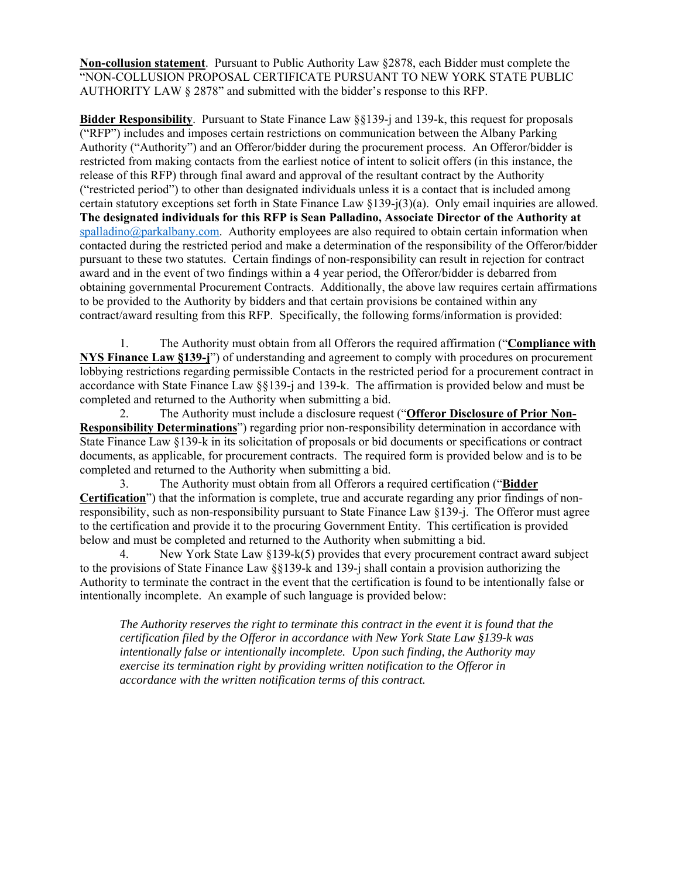**Non-collusion statement**. Pursuant to Public Authority Law §2878, each Bidder must complete the "NON-COLLUSION PROPOSAL CERTIFICATE PURSUANT TO NEW YORK STATE PUBLIC AUTHORITY LAW § 2878" and submitted with the bidder's response to this RFP.

**Bidder Responsibility**. Pursuant to State Finance Law §§139-j and 139-k, this request for proposals ("RFP") includes and imposes certain restrictions on communication between the Albany Parking Authority ("Authority") and an Offeror/bidder during the procurement process. An Offeror/bidder is restricted from making contacts from the earliest notice of intent to solicit offers (in this instance, the release of this RFP) through final award and approval of the resultant contract by the Authority ("restricted period") to other than designated individuals unless it is a contact that is included among certain statutory exceptions set forth in State Finance Law §139-j(3)(a). Only email inquiries are allowed. **The designated individuals for this RFP is Sean Palladino, Associate Director of the Authority at** spalladino@parkalbany.com. Authority employees are also required to obtain certain information when contacted during the restricted period and make a determination of the responsibility of the Offeror/bidder pursuant to these two statutes. Certain findings of non-responsibility can result in rejection for contract award and in the event of two findings within a 4 year period, the Offeror/bidder is debarred from obtaining governmental Procurement Contracts. Additionally, the above law requires certain affirmations to be provided to the Authority by bidders and that certain provisions be contained within any contract/award resulting from this RFP. Specifically, the following forms/information is provided:

1. The Authority must obtain from all Offerors the required affirmation ("**Compliance with NYS Finance Law §139-j**") of understanding and agreement to comply with procedures on procurement lobbying restrictions regarding permissible Contacts in the restricted period for a procurement contract in accordance with State Finance Law §§139-j and 139-k. The affirmation is provided below and must be completed and returned to the Authority when submitting a bid.
2. The Authority must include a disclosure request ("**Offeror Disclosure of Prior Non-Responsibility Determinations**") regarding prior non-responsibility determination in accordance with State Finance Law §139-k in its solicitation of proposals or bid documents or specifications or contract documents, as applicable, for procurement contracts. The required form is provided below and is to be completed and returned to the Authority when submitting a bid.
3. The Authority must obtain from all Offerors a required certification ("**Bidder Certification**") that the information is complete, true and accurate regarding any prior findings of non-responsibility, such as non-responsibility pursuant to State Finance Law §139-j. The Offeror must agree to the certification and provide it to the procuring Government Entity. This certification is provided below and must be completed and returned to the Authority when submitting a bid.
4. New York State Law §139-k(5) provides that every procurement contract award subject to the provisions of State Finance Law §§139-k and 139-j shall contain a provision authorizing the Authority to terminate the contract in the event that the certification is found to be intentionally false or intentionally incomplete. An example of such language is provided below:

*The Authority reserves the right to terminate this contract in the event it is found that the certification filed by the Offeror in accordance with New York State Law §139-k was intentionally false or intentionally incomplete. Upon such finding, the Authority may exercise its termination right by providing written notification to the Offeror in accordance with the written notification terms of this contract.*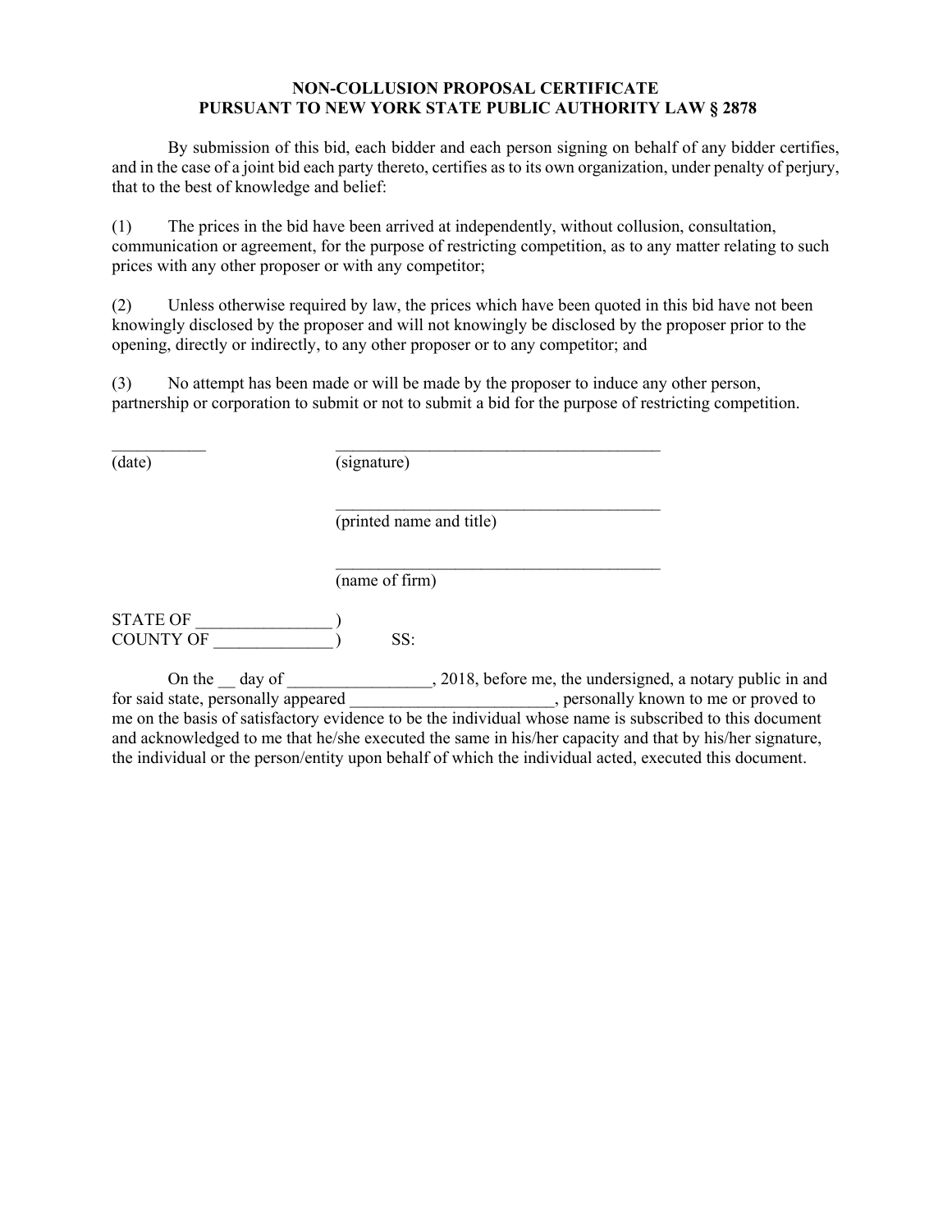**NON-COLLUSION PROPOSAL CERTIFICATE**
**PURSUANT TO NEW YORK STATE PUBLIC AUTHORITY LAW § 2878**

By submission of this bid, each bidder and each person signing on behalf of any bidder certifies, and in the case of a joint bid each party thereto, certifies as to its own organization, under penalty of perjury, that to the best of knowledge and belief:

(1) The prices in the bid have been arrived at independently, without collusion, consultation, communication or agreement, for the purpose of restricting competition, as to any matter relating to such prices with any other proposer or with any competitor;

(2) Unless otherwise required by law, the prices which have been quoted in this bid have not been knowingly disclosed by the proposer and will not knowingly be disclosed by the proposer prior to the opening, directly or indirectly, to any other proposer or to any competitor; and

(3) No attempt has been made or will be made by the proposer to induce any other person, partnership or corporation to submit or not to submit a bid for the purpose of restricting competition.

___________ ________________________________________
(date) (signature)

________________________________________
(printed name and title)

________________________________________
(name of firm)

STATE OF ________________ )
COUNTY OF ______________ ) SS:

On the __ day of _________________, 2018, before me, the undersigned, a notary public in and for said state, personally appeared ________________________, personally known to me or proved to me on the basis of satisfactory evidence to be the individual whose name is subscribed to this document and acknowledged to me that he/she executed the same in his/her capacity and that by his/her signature, the individual or the person/entity upon behalf of which the individual acted, executed this document.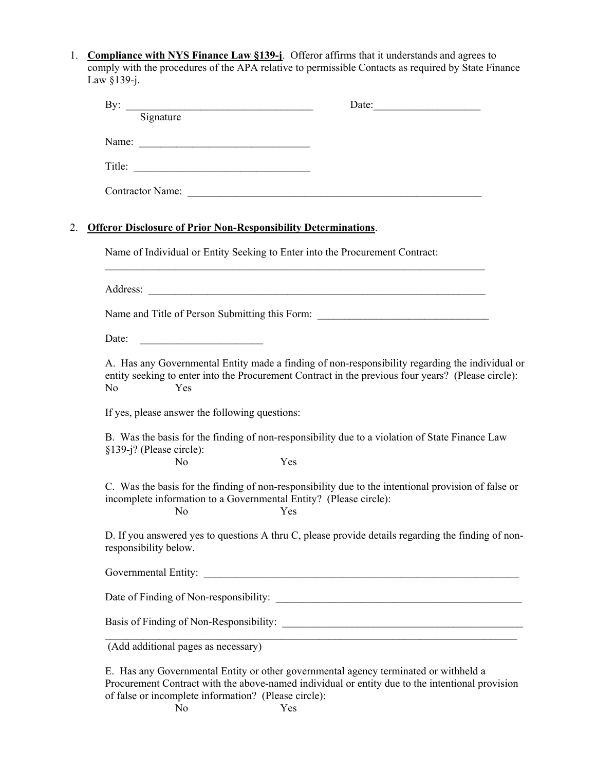1. **Compliance with NYS Finance Law §139-j**. Offeror affirms that it understands and agrees to comply with the procedures of the APA relative to permissible Contacts as required by State Finance Law §139-j.

   By: ___________________________________ Date:___________________
   Signature

   Name: _______________________________

   Title: ________________________________

   Contractor Name: ________________________________________________________

2. **Offeror Disclosure of Prior Non-Responsibility Determinations**.

   Name of Individual or Entity Seeking to Enter into the Procurement Contract:
   ________________________________________________________________________

   Address: ________________________________________________________________

   Name and Title of Person Submitting this Form: _______________________________

   Date: ______________________

   A. Has any Governmental Entity made a finding of non-responsibility regarding the individual or entity seeking to enter into the Procurement Contract in the previous four years? (Please circle):
   No Yes

   If yes, please answer the following questions:

   B. Was the basis for the finding of non-responsibility due to a violation of State Finance Law §139-j? (Please circle):
   No Yes

   C. Was the basis for the finding of non-responsibility due to the intentional provision of false or incomplete information to a Governmental Entity? (Please circle):
   No Yes

   D. If you answered yes to questions A thru C, please provide details regarding the finding of non-responsibility below.

   Governmental Entity: ___________________________________________________________

   Date of Finding of Non-responsibility: ____________________________________________

   Basis of Finding of Non-Responsibility: ___________________________________________
   ______________________________________________________________________________
   (Add additional pages as necessary)

   E. Has any Governmental Entity or other governmental agency terminated or withheld a Procurement Contract with the above-named individual or entity due to the intentional provision of false or incomplete information? (Please circle):
   No Yes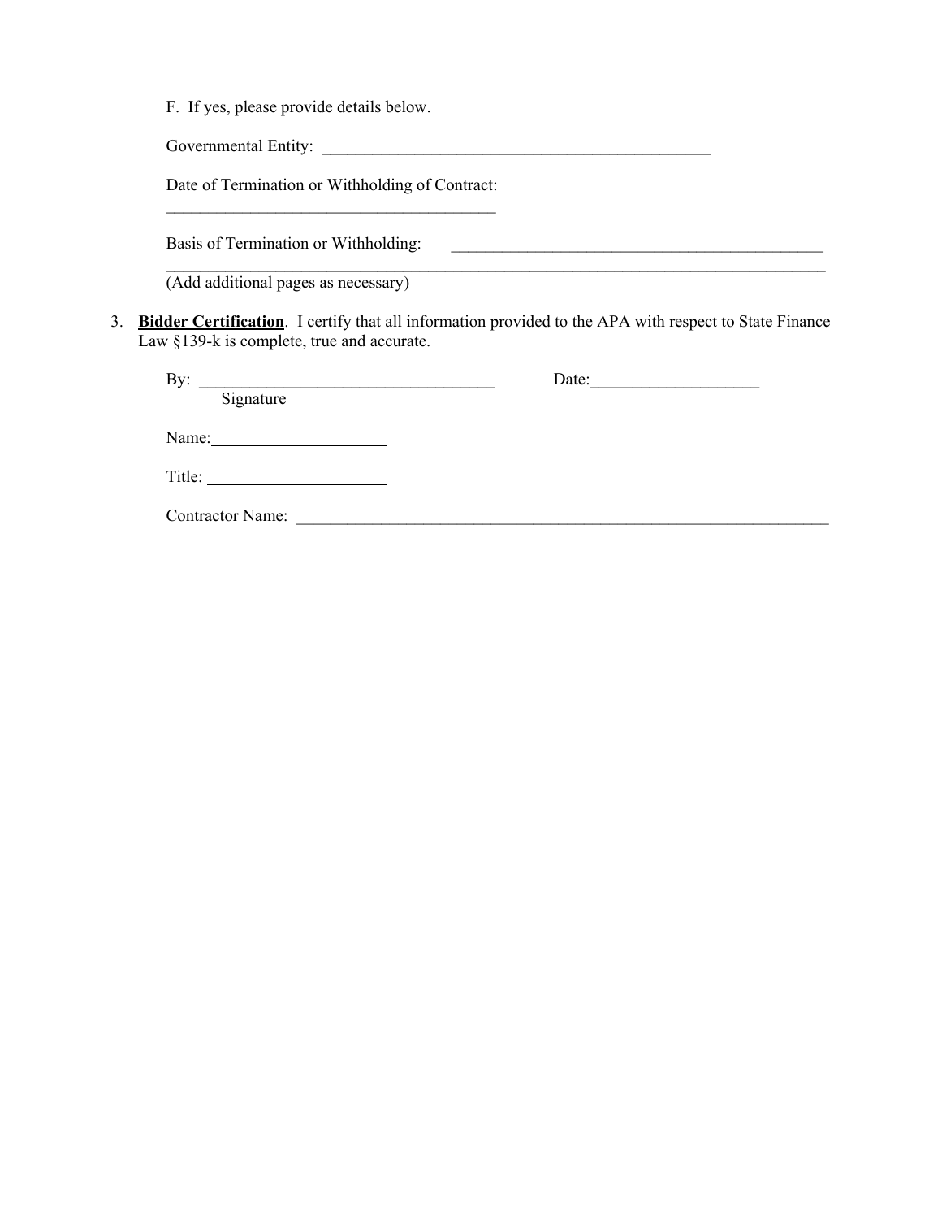F. If yes, please provide details below.

Governmental Entity: ________________________________________________

Date of Termination or Withholding of Contract:
________________________________________

Basis of Termination or Withholding: ______________________________________________
________________________________________________________________________________

(Add additional pages as necessary)

3. **Bidder Certification**. I certify that all information provided to the APA with respect to State Finance Law §139-k is complete, true and accurate.

By: ____________________________________ Date:____________________
Signature

Name:____________________

Title: ____________________

Contractor Name: ________________________________________________________________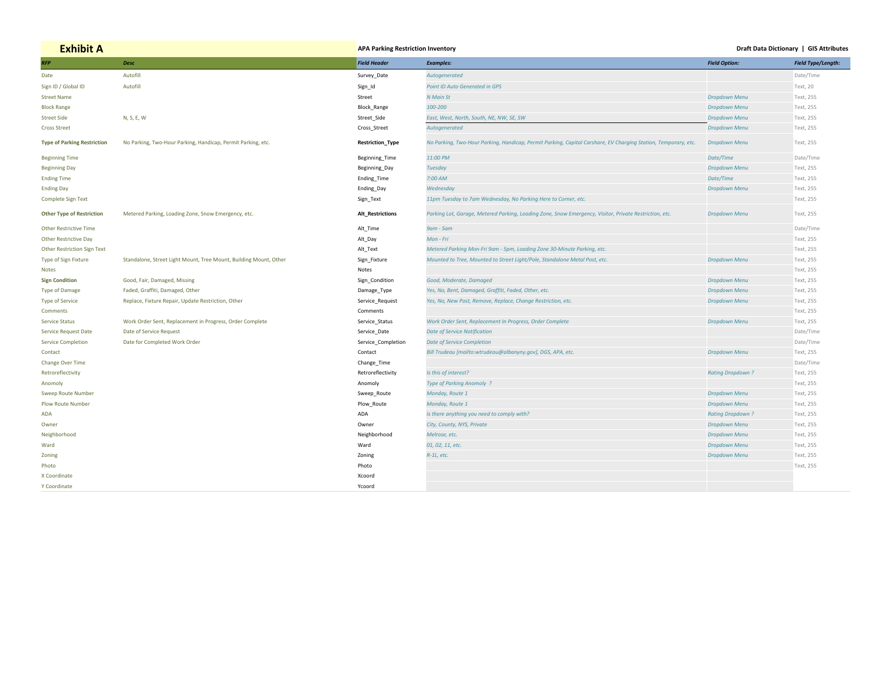# Exhibit A

**APA Parking Restriction Inventory**

**Draft Data Dictionary | GIS Attributes**

| RFP | Desc | Field Header | Examples: | Field Option: | Field Type/Length: |
|---|---|---|---|---|---|
| Date | Autofill | Survey_Date | Autogenerated | | Date/Time |
| Sign ID / Global ID | Autofill | Sign_Id | Point ID Auto Generated in GPS | | Text, 20 |
| Street Name | | Street | N Main St | Dropdown Menu | Text, 255 |
| Block Range | | Block_Range | 100-200 | Dropdown Menu | Text, 255 |
| Street Side | N, S, E, W | Street_Side | East, West, North, South, NE, NW, SE, SW | Dropdown Menu | Text, 255 |
| Cross Street | | Cross_Street | Autogenerated | Dropdown Menu | Text, 255 |
| **Type of Parking Restriction** | No Parking, Two-Hour Parking, Handicap, Permit Parking, etc. | **Restriction_Type** | No Parking, Two-Hour Parking, Handicap, Permit Parking, Capital Carshare, EV Charging Station, Temporary, etc. | Dropdown Menu | Text, 255 |
| Beginning Time | | Beginning_Time | 11:00 PM | Date/Time | Date/Time |
| Beginning Day | | Beginning_Day | Tuesday | Dropdown Menu | Text, 255 |
| Ending Time | | Ending_Time | 7:00 AM | Date/Time | Text, 255 |
| Ending Day | | Ending_Day | Wednesday | Dropdown Menu | Text, 255 |
| Complete Sign Text | | Sign_Text | 11pm Tuesday to 7am Wednesday, No Parking Here to Corner, etc. | | Text, 255 |
| **Other Type of Restriction** | Metered Parking, Loading Zone, Snow Emergency, etc. | **Alt_Restrictions** | Parking Lot, Garage, Metered Parking, Loading Zone, Snow Emergency, Visitor, Private Restriction, etc. | Dropdown Menu | Text, 255 |
| Other Restrictive Time | | Alt_Time | 9am - 5am | | Date/Time |
| Other Restrictive Day | | Alt_Day | Mon - Fri | | Text, 255 |
| Other Restriction Sign Text | | Alt_Text | Metered Parking Mon-Fri 9am - 5pm, Loading Zone 30-Minute Parking, etc. | | Text, 255 |
| Type of Sign Fixture | Standalone, Street Light Mount, Tree Mount, Building Mount, Other | Sign_Fixture | Mounted to Tree, Mounted to Street Light/Pole, Standalone Metal Post, etc. | Dropdown Menu | Text, 255 |
| Notes | | Notes | | | Text, 255 |
| **Sign Condition** | Good, Fair, Damaged, Missing | Sign_Condition | Good, Moderate, Damaged | Dropdown Menu | Text, 255 |
| Type of Damage | Faded, Graffiti, Damaged, Other | Damage_Type | Yes, No, Bent, Damaged, Graffiti, Faded, Other, etc. | Dropdown Menu | Text, 255 |
| Type of Service | Replace, Fixture Repair, Update Restriction, Other | Service_Request | Yes, No, New Post, Remove, Replace, Change Restriction, etc. | Dropdown Menu | Text, 255 |
| Comments | | Comments | | | Text, 255 |
| Service Status | Work Order Sent, Replacement in Progress, Order Complete | Service_Status | Work Order Sent, Replacement In Progress, Order Complete | Dropdown Menu | Text, 255 |
| Service Request Date | Date of Service Request | Service_Date | Date of Service Notification | | Date/Time |
| Service Completion | Date for Completed Work Order | Service_Completion | Date of Service Completion | | Date/Time |
| Contact | | Contact | Bill Trudeau [mailto:wtrudeau@albanyny.gov], DGS, APA, etc. | Dropdown Menu | Text, 255 |
| Change Over Time | | Change_Time | | | Date/Time |
| Retroreflectivity | | Retroreflectivity | Is this of interest? | Rating Dropdown ? | Text, 255 |
| Anomoly | | Anomoly | Type of Parking Anomoly ? | | Text, 255 |
| Sweep Route Number | | Sweep_Route | Monday, Route 1 | Dropdown Menu | Text, 255 |
| Plow Route Number | | Plow_Route | Monday, Route 1 | Dropdown Menu | Text, 255 |
| ADA | | ADA | Is there anything you need to comply with? | Rating Dropdown ? | Text, 255 |
| Owner | | Owner | City, County, NYS, Private | Dropdown Menu | Text, 255 |
| Neighborhood | | Neighborhood | Melrose, etc. | Dropdown Menu | Text, 255 |
| Ward | | Ward | 01, 02, 11, etc. | Dropdown Menu | Text, 255 |
| Zoning | | Zoning | R-1L, etc. | Dropdown Menu | Text, 255 |
| Photo | | Photo | | | Text, 255 |
| X Coordinate | | Xcoord | | | |
| Y Coordinate | | Ycoord | | | |